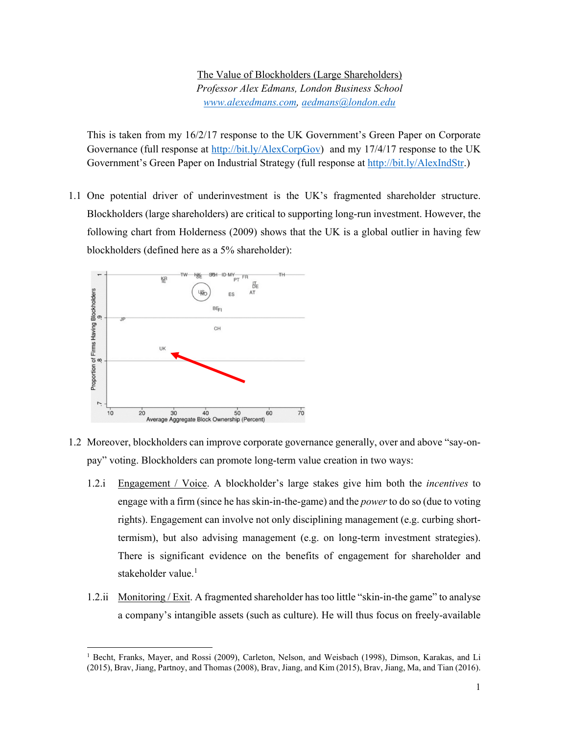<u>The Value of Blockholders (Large Shareholders)</u>

*Professor Alex Edmans, London Business School*

[www.alexedmans.com](http://www.alexedmans.com), [aedmans@london.edu](mailto:aedmans@london.edu)

This is taken from my 16/2/17 response to the UK Government's Green Paper on Corporate Governance (full response at [http://bit.ly/AlexCorpGov](http://bit.ly/AlexCorpGov)) and my 17/4/17 response to the UK Government's Green Paper on Industrial Strategy (full response at [http://bit.ly/AlexIndStr](http://bit.ly/AlexIndStr).)

1.1 One potential driver of underinvestment is the UK's fragmented shareholder structure. Blockholders (large shareholders) are critical to supporting long-run investment. However, the following chart from Holderness (2009) shows that the UK is a global outlier in having few blockholders (defined here as a 5% shareholder):

1.2 Moreover, blockholders can improve corporate governance generally, over and above "say-on-pay" voting. Blockholders can promote long-term value creation in two ways:

1.2.i <u>Engagement / Voice</u>. A blockholder's large stakes give him both the *incentives* to engage with a firm (since he has skin-in-the-game) and the *power* to do so (due to voting rights). Engagement can involve not only disciplining management (e.g. curbing short-termism), but also advising management (e.g. on long-term investment strategies). There is significant evidence on the benefits of engagement for shareholder and stakeholder value.[1]

1.2.ii <u>Monitoring / Exit</u>. A fragmented shareholder has too little "skin-in-the game" to analyse a company's intangible assets (such as culture). He will thus focus on freely-available

---

[1] Becht, Franks, Mayer, and Rossi (2009), Carleton, Nelson, and Weisbach (1998), Dimson, Karakas, and Li (2015), Brav, Jiang, Partnoy, and Thomas (2008), Brav, Jiang, and Kim (2015), Brav, Jiang, Ma, and Tian (2016).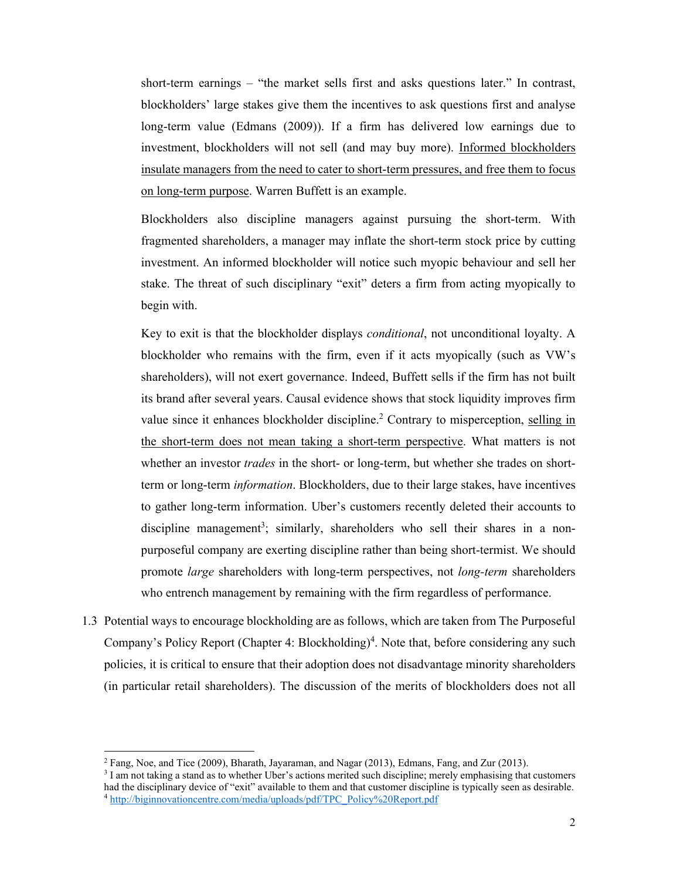short-term earnings – "the market sells first and asks questions later." In contrast, blockholders' large stakes give them the incentives to ask questions first and analyse long-term value (Edmans (2009)). If a firm has delivered low earnings due to investment, blockholders will not sell (and may buy more). <u>Informed blockholders insulate managers from the need to cater to short-term pressures, and free them to focus on long-term purpose</u>. Warren Buffett is an example.

Blockholders also discipline managers against pursuing the short-term. With fragmented shareholders, a manager may inflate the short-term stock price by cutting investment. An informed blockholder will notice such myopic behaviour and sell her stake. The threat of such disciplinary "exit" deters a firm from acting myopically to begin with.

Key to exit is that the blockholder displays *conditional*, not unconditional loyalty. A blockholder who remains with the firm, even if it acts myopically (such as VW's shareholders), will not exert governance. Indeed, Buffett sells if the firm has not built its brand after several years. Causal evidence shows that stock liquidity improves firm value since it enhances blockholder discipline.[2] Contrary to misperception, <u>selling in the short-term does not mean taking a short-term perspective</u>. What matters is not whether an investor *trades* in the short- or long-term, but whether she trades on short-term or long-term *information*. Blockholders, due to their large stakes, have incentives to gather long-term information. Uber's customers recently deleted their accounts to discipline management[3]; similarly, shareholders who sell their shares in a non-purposeful company are exerting discipline rather than being short-termist. We should promote *large* shareholders with long-term perspectives, not *long-term* shareholders who entrench management by remaining with the firm regardless of performance.

1.3 Potential ways to encourage blockholding are as follows, which are taken from The Purposeful Company's Policy Report (Chapter 4: Blockholding)[4]. Note that, before considering any such policies, it is critical to ensure that their adoption does not disadvantage minority shareholders (in particular retail shareholders). The discussion of the merits of blockholders does not all

---

[2] Fang, Noe, and Tice (2009), Bharath, Jayaraman, and Nagar (2013), Edmans, Fang, and Zur (2013).

[3] I am not taking a stand as to whether Uber's actions merited such discipline; merely emphasising that customers had the disciplinary device of "exit" available to them and that customer discipline is typically seen as desirable.

[4] http://biginnovationcentre.com/media/uploads/pdf/TPC_Policy%20Report.pdf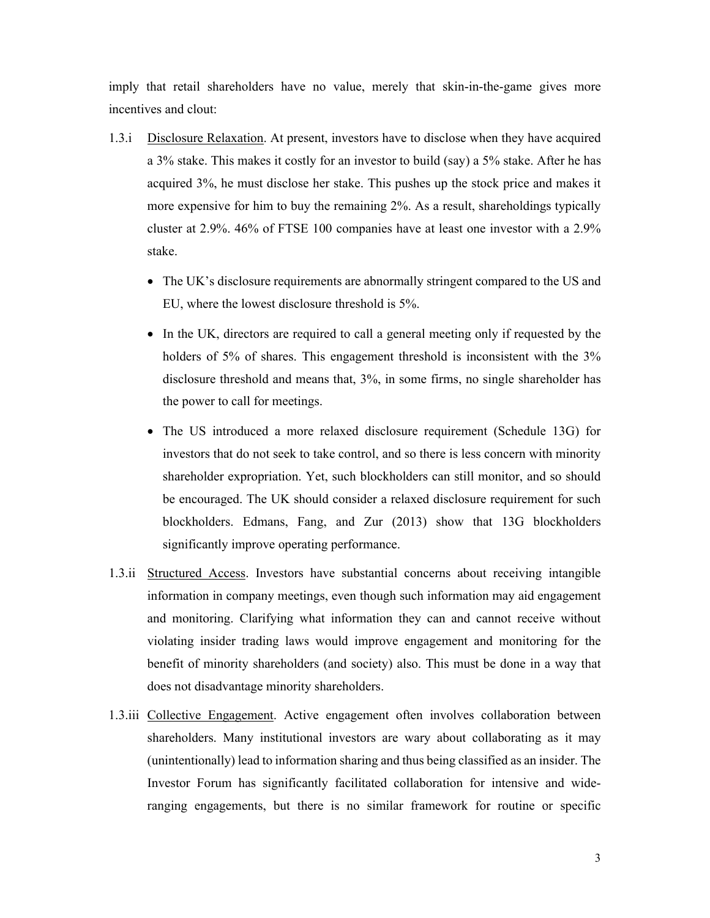imply that retail shareholders have no value, merely that skin-in-the-game gives more incentives and clout:

1.3.i <u>Disclosure Relaxation</u>. At present, investors have to disclose when they have acquired a 3% stake. This makes it costly for an investor to build (say) a 5% stake. After he has acquired 3%, he must disclose her stake. This pushes up the stock price and makes it more expensive for him to buy the remaining 2%. As a result, shareholdings typically cluster at 2.9%. 46% of FTSE 100 companies have at least one investor with a 2.9% stake.

   - The UK's disclosure requirements are abnormally stringent compared to the US and EU, where the lowest disclosure threshold is 5%.
   - In the UK, directors are required to call a general meeting only if requested by the holders of 5% of shares. This engagement threshold is inconsistent with the 3% disclosure threshold and means that, 3%, in some firms, no single shareholder has the power to call for meetings.
   - The US introduced a more relaxed disclosure requirement (Schedule 13G) for investors that do not seek to take control, and so there is less concern with minority shareholder expropriation. Yet, such blockholders can still monitor, and so should be encouraged. The UK should consider a relaxed disclosure requirement for such blockholders. Edmans, Fang, and Zur (2013) show that 13G blockholders significantly improve operating performance.

1.3.ii <u>Structured Access</u>. Investors have substantial concerns about receiving intangible information in company meetings, even though such information may aid engagement and monitoring. Clarifying what information they can and cannot receive without violating insider trading laws would improve engagement and monitoring for the benefit of minority shareholders (and society) also. This must be done in a way that does not disadvantage minority shareholders.

1.3.iii <u>Collective Engagement</u>. Active engagement often involves collaboration between shareholders. Many institutional investors are wary about collaborating as it may (unintentionally) lead to information sharing and thus being classified as an insider. The Investor Forum has significantly facilitated collaboration for intensive and wide-ranging engagements, but there is no similar framework for routine or specific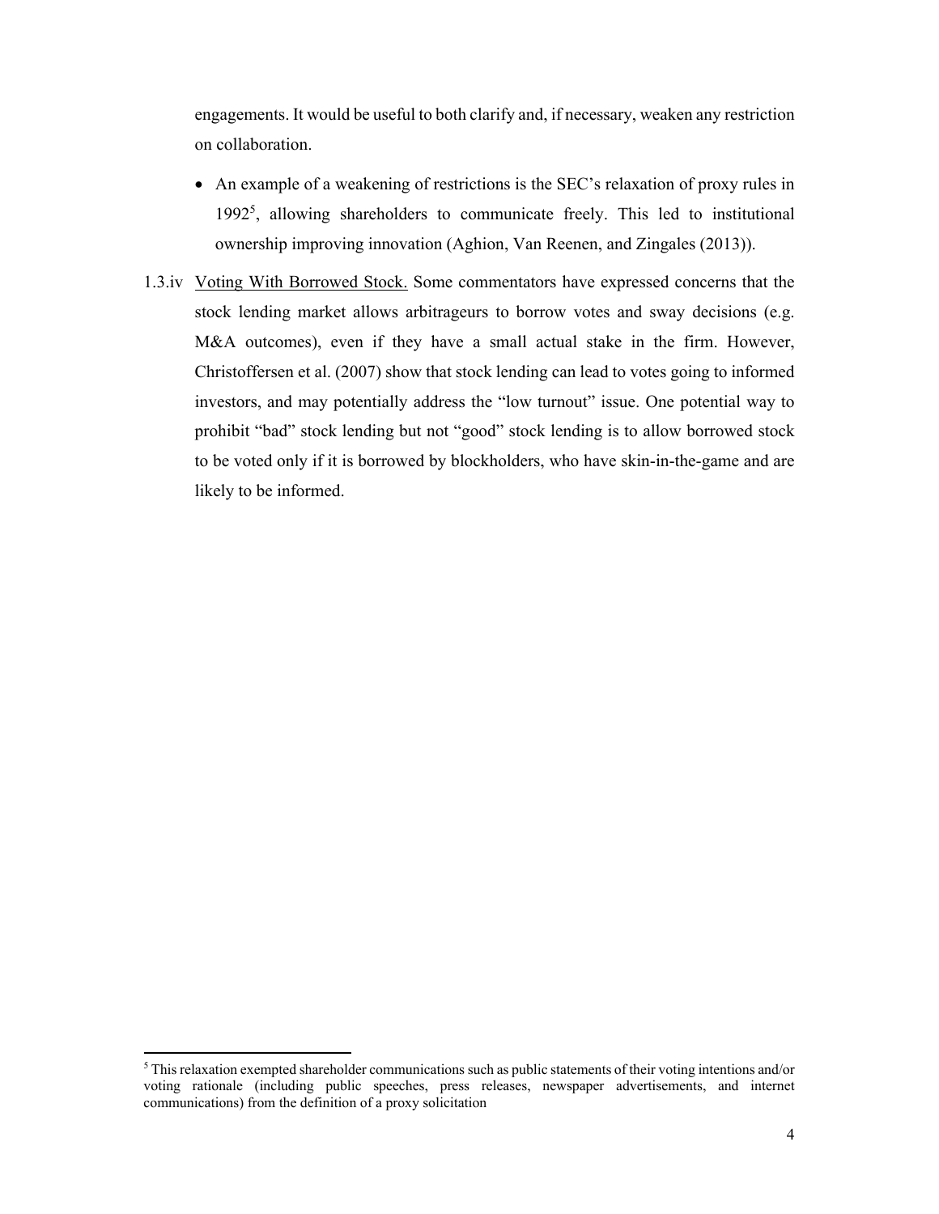engagements. It would be useful to both clarify and, if necessary, weaken any restriction on collaboration.

- An example of a weakening of restrictions is the SEC's relaxation of proxy rules in 1992[5], allowing shareholders to communicate freely. This led to institutional ownership improving innovation (Aghion, Van Reenen, and Zingales (2013)).

1.3.iv <u>Voting With Borrowed Stock.</u> Some commentators have expressed concerns that the stock lending market allows arbitrageurs to borrow votes and sway decisions (e.g. M&A outcomes), even if they have a small actual stake in the firm. However, Christoffersen et al. (2007) show that stock lending can lead to votes going to informed investors, and may potentially address the "low turnout" issue. One potential way to prohibit "bad" stock lending but not "good" stock lending is to allow borrowed stock to be voted only if it is borrowed by blockholders, who have skin-in-the-game and are likely to be informed.

[5] This relaxation exempted shareholder communications such as public statements of their voting intentions and/or voting rationale (including public speeches, press releases, newspaper advertisements, and internet communications) from the definition of a proxy solicitation